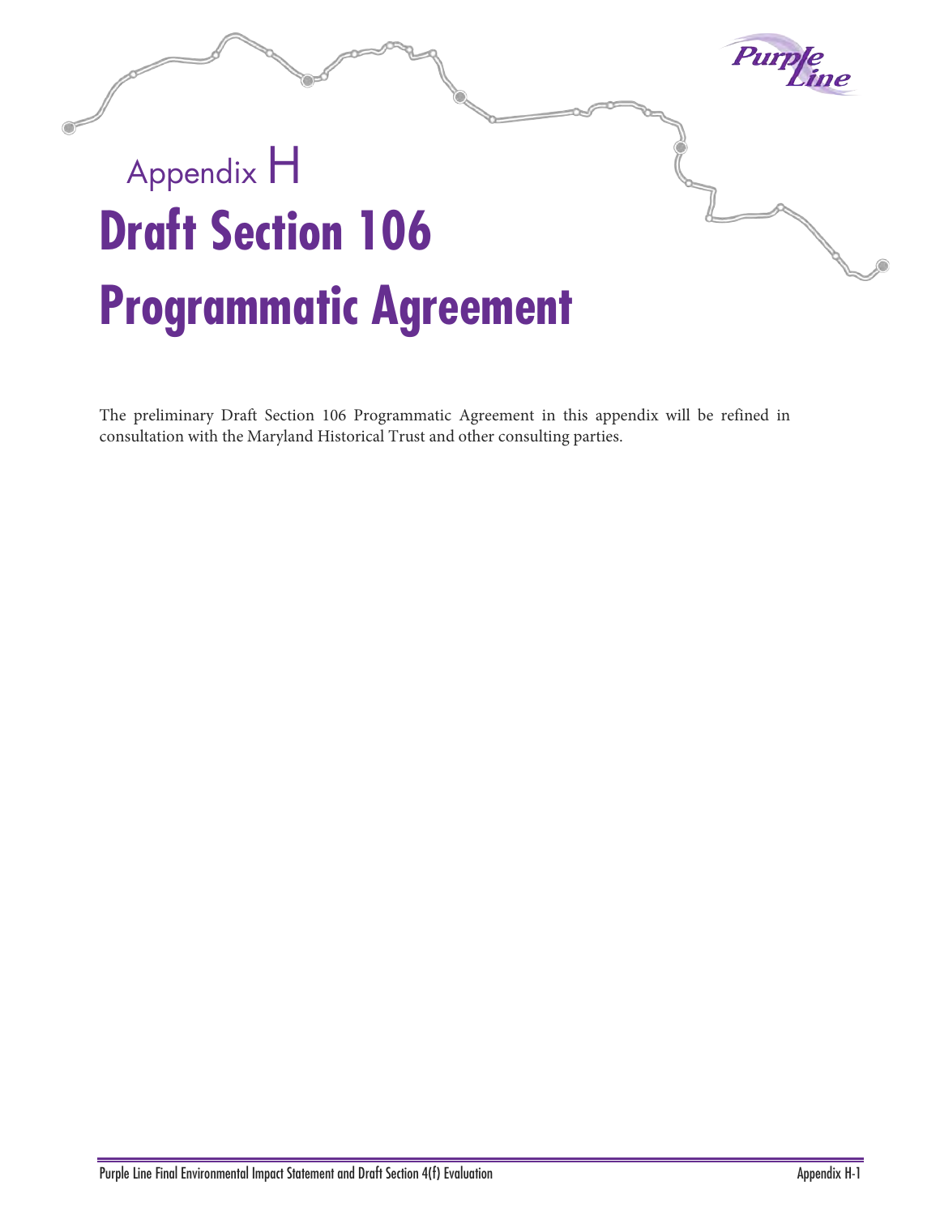# Appendix H

# Draft Section 106 Programmatic Agreement

The preliminary Draft Section 106 Programmatic Agreement in this appendix will be refined in consultation with the Maryland Historical Trust and other consulting parties.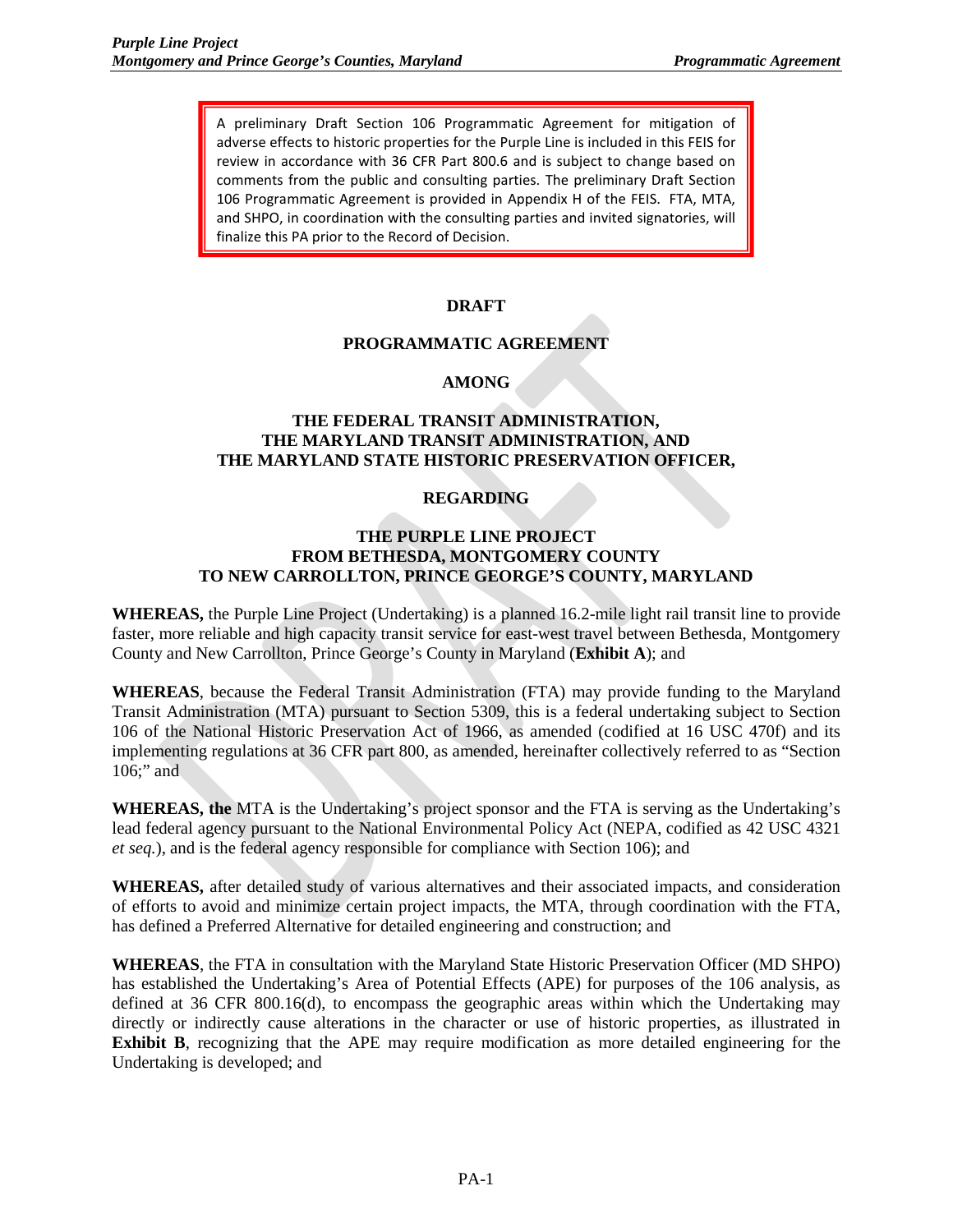A preliminary Draft Section 106 Programmatic Agreement for mitigation of adverse effects to historic properties for the Purple Line is included in this FEIS for review in accordance with 36 CFR Part 800.6 and is subject to change based on comments from the public and consulting parties. The preliminary Draft Section 106 Programmatic Agreement is provided in Appendix H of the FEIS. FTA, MTA, and SHPO, in coordination with the consulting parties and invited signatories, will finalize this PA prior to the Record of Decision.

**DRAFT**

**PROGRAMMATIC AGREEMENT**

**AMONG**

**THE FEDERAL TRANSIT ADMINISTRATION,
THE MARYLAND TRANSIT ADMINISTRATION, AND
THE MARYLAND STATE HISTORIC PRESERVATION OFFICER,**

**REGARDING**

**THE PURPLE LINE PROJECT
FROM BETHESDA, MONTGOMERY COUNTY
TO NEW CARROLLTON, PRINCE GEORGE'S COUNTY, MARYLAND**

**WHEREAS,** the Purple Line Project (Undertaking) is a planned 16.2-mile light rail transit line to provide faster, more reliable and high capacity transit service for east-west travel between Bethesda, Montgomery County and New Carrollton, Prince George's County in Maryland (**Exhibit A**); and

**WHEREAS**, because the Federal Transit Administration (FTA) may provide funding to the Maryland Transit Administration (MTA) pursuant to Section 5309, this is a federal undertaking subject to Section 106 of the National Historic Preservation Act of 1966, as amended (codified at 16 USC 470f) and its implementing regulations at 36 CFR part 800, as amended, hereinafter collectively referred to as "Section 106;" and

**WHEREAS, the** MTA is the Undertaking's project sponsor and the FTA is serving as the Undertaking's lead federal agency pursuant to the National Environmental Policy Act (NEPA, codified as 42 USC 4321 *et seq.*), and is the federal agency responsible for compliance with Section 106); and

**WHEREAS,** after detailed study of various alternatives and their associated impacts, and consideration of efforts to avoid and minimize certain project impacts, the MTA, through coordination with the FTA, has defined a Preferred Alternative for detailed engineering and construction; and

**WHEREAS**, the FTA in consultation with the Maryland State Historic Preservation Officer (MD SHPO) has established the Undertaking's Area of Potential Effects (APE) for purposes of the 106 analysis, as defined at 36 CFR 800.16(d), to encompass the geographic areas within which the Undertaking may directly or indirectly cause alterations in the character or use of historic properties, as illustrated in **Exhibit B**, recognizing that the APE may require modification as more detailed engineering for the Undertaking is developed; and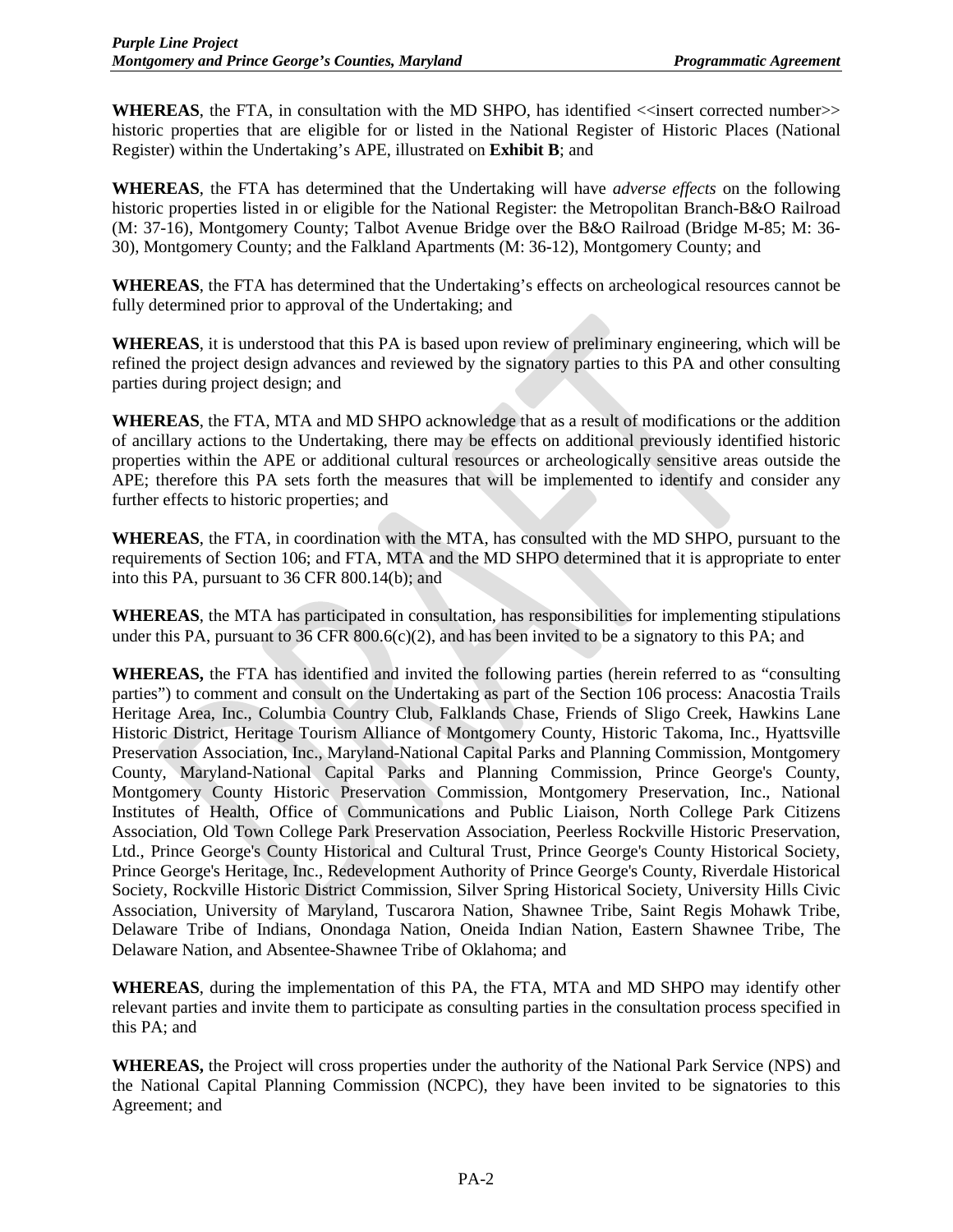**WHEREAS**, the FTA, in consultation with the MD SHPO, has identified <<insert corrected number>> historic properties that are eligible for or listed in the National Register of Historic Places (National Register) within the Undertaking's APE, illustrated on **Exhibit B**; and

**WHEREAS**, the FTA has determined that the Undertaking will have *adverse effects* on the following historic properties listed in or eligible for the National Register: the Metropolitan Branch-B&O Railroad (M: 37-16), Montgomery County; Talbot Avenue Bridge over the B&O Railroad (Bridge M-85; M: 36-30), Montgomery County; and the Falkland Apartments (M: 36-12), Montgomery County; and

**WHEREAS**, the FTA has determined that the Undertaking's effects on archeological resources cannot be fully determined prior to approval of the Undertaking; and

**WHEREAS**, it is understood that this PA is based upon review of preliminary engineering, which will be refined the project design advances and reviewed by the signatory parties to this PA and other consulting parties during project design; and

**WHEREAS**, the FTA, MTA and MD SHPO acknowledge that as a result of modifications or the addition of ancillary actions to the Undertaking, there may be effects on additional previously identified historic properties within the APE or additional cultural resources or archeologically sensitive areas outside the APE; therefore this PA sets forth the measures that will be implemented to identify and consider any further effects to historic properties; and

**WHEREAS**, the FTA, in coordination with the MTA, has consulted with the MD SHPO, pursuant to the requirements of Section 106; and FTA, MTA and the MD SHPO determined that it is appropriate to enter into this PA, pursuant to 36 CFR 800.14(b); and

**WHEREAS**, the MTA has participated in consultation, has responsibilities for implementing stipulations under this PA, pursuant to 36 CFR 800.6(c)(2), and has been invited to be a signatory to this PA; and

**WHEREAS,** the FTA has identified and invited the following parties (herein referred to as "consulting parties") to comment and consult on the Undertaking as part of the Section 106 process: Anacostia Trails Heritage Area, Inc., Columbia Country Club, Falklands Chase, Friends of Sligo Creek, Hawkins Lane Historic District, Heritage Tourism Alliance of Montgomery County, Historic Takoma, Inc., Hyattsville Preservation Association, Inc., Maryland-National Capital Parks and Planning Commission, Montgomery County, Maryland-National Capital Parks and Planning Commission, Prince George's County, Montgomery County Historic Preservation Commission, Montgomery Preservation, Inc., National Institutes of Health, Office of Communications and Public Liaison, North College Park Citizens Association, Old Town College Park Preservation Association, Peerless Rockville Historic Preservation, Ltd., Prince George's County Historical and Cultural Trust, Prince George's County Historical Society, Prince George's Heritage, Inc., Redevelopment Authority of Prince George's County, Riverdale Historical Society, Rockville Historic District Commission, Silver Spring Historical Society, University Hills Civic Association, University of Maryland, Tuscarora Nation, Shawnee Tribe, Saint Regis Mohawk Tribe, Delaware Tribe of Indians, Onondaga Nation, Oneida Indian Nation, Eastern Shawnee Tribe, The Delaware Nation, and Absentee-Shawnee Tribe of Oklahoma; and

**WHEREAS**, during the implementation of this PA, the FTA, MTA and MD SHPO may identify other relevant parties and invite them to participate as consulting parties in the consultation process specified in this PA; and

**WHEREAS,** the Project will cross properties under the authority of the National Park Service (NPS) and the National Capital Planning Commission (NCPC), they have been invited to be signatories to this Agreement; and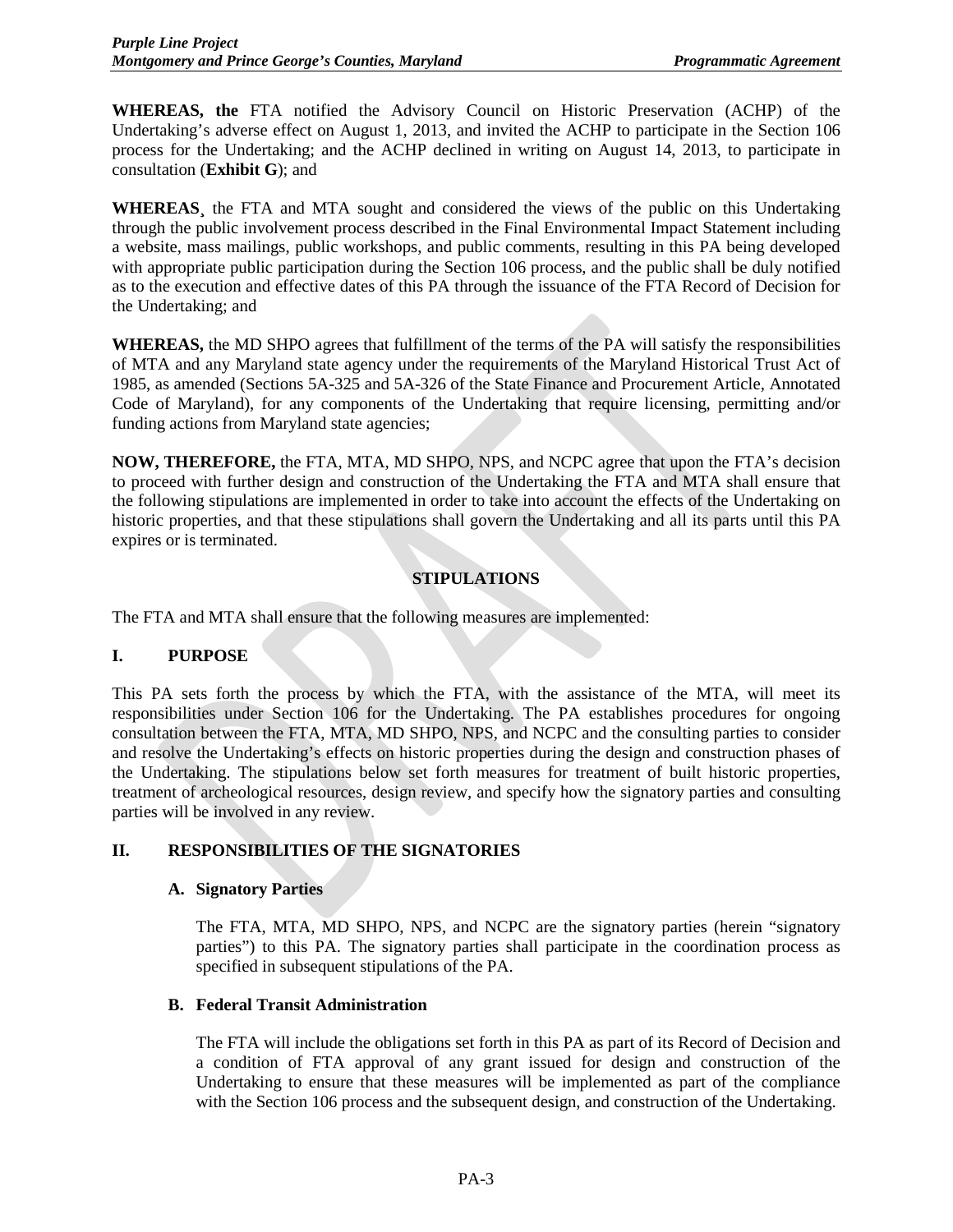**WHEREAS, the** FTA notified the Advisory Council on Historic Preservation (ACHP) of the Undertaking's adverse effect on August 1, 2013, and invited the ACHP to participate in the Section 106 process for the Undertaking; and the ACHP declined in writing on August 14, 2013, to participate in consultation (**Exhibit G**); and

**WHEREAS**¸ the FTA and MTA sought and considered the views of the public on this Undertaking through the public involvement process described in the Final Environmental Impact Statement including a website, mass mailings, public workshops, and public comments, resulting in this PA being developed with appropriate public participation during the Section 106 process, and the public shall be duly notified as to the execution and effective dates of this PA through the issuance of the FTA Record of Decision for the Undertaking; and

**WHEREAS,** the MD SHPO agrees that fulfillment of the terms of the PA will satisfy the responsibilities of MTA and any Maryland state agency under the requirements of the Maryland Historical Trust Act of 1985, as amended (Sections 5A-325 and 5A-326 of the State Finance and Procurement Article, Annotated Code of Maryland), for any components of the Undertaking that require licensing, permitting and/or funding actions from Maryland state agencies;

**NOW, THEREFORE,** the FTA, MTA, MD SHPO, NPS, and NCPC agree that upon the FTA's decision to proceed with further design and construction of the Undertaking the FTA and MTA shall ensure that the following stipulations are implemented in order to take into account the effects of the Undertaking on historic properties, and that these stipulations shall govern the Undertaking and all its parts until this PA expires or is terminated.

## STIPULATIONS

The FTA and MTA shall ensure that the following measures are implemented:

## I. PURPOSE

This PA sets forth the process by which the FTA, with the assistance of the MTA, will meet its responsibilities under Section 106 for the Undertaking. The PA establishes procedures for ongoing consultation between the FTA, MTA, MD SHPO, NPS, and NCPC and the consulting parties to consider and resolve the Undertaking's effects on historic properties during the design and construction phases of the Undertaking. The stipulations below set forth measures for treatment of built historic properties, treatment of archeological resources, design review, and specify how the signatory parties and consulting parties will be involved in any review.

## II. RESPONSIBILITIES OF THE SIGNATORIES

### A. Signatory Parties

The FTA, MTA, MD SHPO, NPS, and NCPC are the signatory parties (herein "signatory parties") to this PA. The signatory parties shall participate in the coordination process as specified in subsequent stipulations of the PA.

### B. Federal Transit Administration

The FTA will include the obligations set forth in this PA as part of its Record of Decision and a condition of FTA approval of any grant issued for design and construction of the Undertaking to ensure that these measures will be implemented as part of the compliance with the Section 106 process and the subsequent design, and construction of the Undertaking.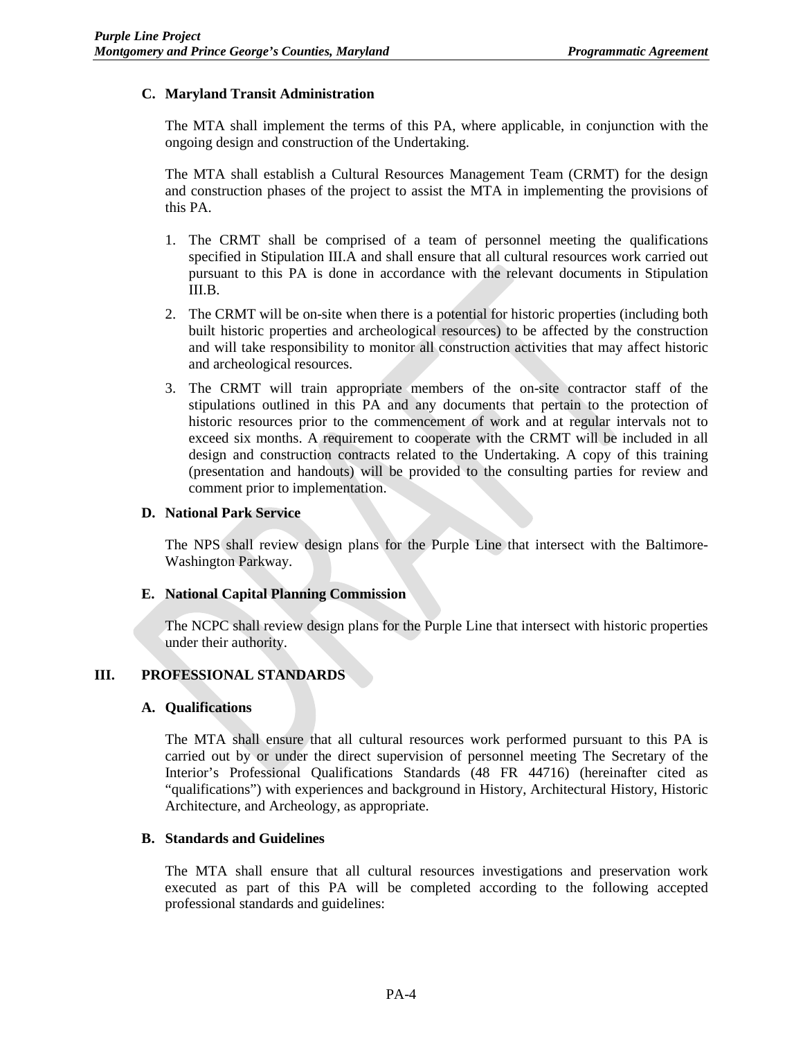### C. Maryland Transit Administration

The MTA shall implement the terms of this PA, where applicable, in conjunction with the ongoing design and construction of the Undertaking.

The MTA shall establish a Cultural Resources Management Team (CRMT) for the design and construction phases of the project to assist the MTA in implementing the provisions of this PA.

1. The CRMT shall be comprised of a team of personnel meeting the qualifications specified in Stipulation III.A and shall ensure that all cultural resources work carried out pursuant to this PA is done in accordance with the relevant documents in Stipulation III.B.
2. The CRMT will be on-site when there is a potential for historic properties (including both built historic properties and archeological resources) to be affected by the construction and will take responsibility to monitor all construction activities that may affect historic and archeological resources.
3. The CRMT will train appropriate members of the on-site contractor staff of the stipulations outlined in this PA and any documents that pertain to the protection of historic resources prior to the commencement of work and at regular intervals not to exceed six months. A requirement to cooperate with the CRMT will be included in all design and construction contracts related to the Undertaking. A copy of this training (presentation and handouts) will be provided to the consulting parties for review and comment prior to implementation.

### D. National Park Service

The NPS shall review design plans for the Purple Line that intersect with the Baltimore-Washington Parkway.

### E. National Capital Planning Commission

The NCPC shall review design plans for the Purple Line that intersect with historic properties under their authority.

## III. PROFESSIONAL STANDARDS

### A. Qualifications

The MTA shall ensure that all cultural resources work performed pursuant to this PA is carried out by or under the direct supervision of personnel meeting The Secretary of the Interior's Professional Qualifications Standards (48 FR 44716) (hereinafter cited as "qualifications") with experiences and background in History, Architectural History, Historic Architecture, and Archeology, as appropriate.

### B. Standards and Guidelines

The MTA shall ensure that all cultural resources investigations and preservation work executed as part of this PA will be completed according to the following accepted professional standards and guidelines: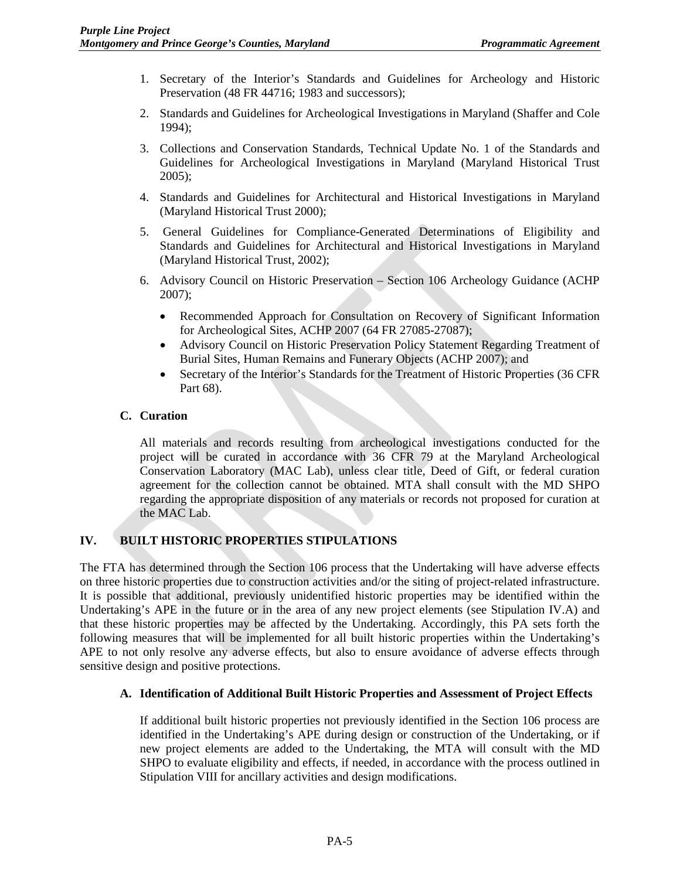1. Secretary of the Interior's Standards and Guidelines for Archeology and Historic Preservation (48 FR 44716; 1983 and successors);

2. Standards and Guidelines for Archeological Investigations in Maryland (Shaffer and Cole 1994);

3. Collections and Conservation Standards, Technical Update No. 1 of the Standards and Guidelines for Archeological Investigations in Maryland (Maryland Historical Trust 2005);

4. Standards and Guidelines for Architectural and Historical Investigations in Maryland (Maryland Historical Trust 2000);

5. General Guidelines for Compliance-Generated Determinations of Eligibility and Standards and Guidelines for Architectural and Historical Investigations in Maryland (Maryland Historical Trust, 2002);

6. Advisory Council on Historic Preservation – Section 106 Archeology Guidance (ACHP 2007);

   - Recommended Approach for Consultation on Recovery of Significant Information for Archeological Sites, ACHP 2007 (64 FR 27085-27087);
   - Advisory Council on Historic Preservation Policy Statement Regarding Treatment of Burial Sites, Human Remains and Funerary Objects (ACHP 2007); and
   - Secretary of the Interior's Standards for the Treatment of Historic Properties (36 CFR Part 68).

### C. Curation

All materials and records resulting from archeological investigations conducted for the project will be curated in accordance with 36 CFR 79 at the Maryland Archeological Conservation Laboratory (MAC Lab), unless clear title, Deed of Gift, or federal curation agreement for the collection cannot be obtained. MTA shall consult with the MD SHPO regarding the appropriate disposition of any materials or records not proposed for curation at the MAC Lab.

## IV. BUILT HISTORIC PROPERTIES STIPULATIONS

The FTA has determined through the Section 106 process that the Undertaking will have adverse effects on three historic properties due to construction activities and/or the siting of project-related infrastructure. It is possible that additional, previously unidentified historic properties may be identified within the Undertaking's APE in the future or in the area of any new project elements (see Stipulation IV.A) and that these historic properties may be affected by the Undertaking. Accordingly, this PA sets forth the following measures that will be implemented for all built historic properties within the Undertaking's APE to not only resolve any adverse effects, but also to ensure avoidance of adverse effects through sensitive design and positive protections.

### A. Identification of Additional Built Historic Properties and Assessment of Project Effects

If additional built historic properties not previously identified in the Section 106 process are identified in the Undertaking's APE during design or construction of the Undertaking, or if new project elements are added to the Undertaking, the MTA will consult with the MD SHPO to evaluate eligibility and effects, if needed, in accordance with the process outlined in Stipulation VIII for ancillary activities and design modifications.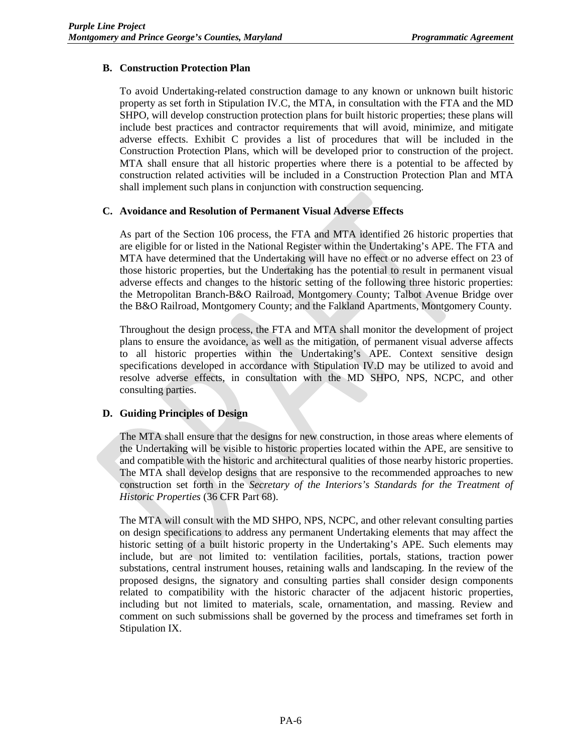### B. Construction Protection Plan

To avoid Undertaking-related construction damage to any known or unknown built historic property as set forth in Stipulation IV.C, the MTA, in consultation with the FTA and the MD SHPO, will develop construction protection plans for built historic properties; these plans will include best practices and contractor requirements that will avoid, minimize, and mitigate adverse effects. Exhibit C provides a list of procedures that will be included in the Construction Protection Plans, which will be developed prior to construction of the project. MTA shall ensure that all historic properties where there is a potential to be affected by construction related activities will be included in a Construction Protection Plan and MTA shall implement such plans in conjunction with construction sequencing.

### C. Avoidance and Resolution of Permanent Visual Adverse Effects

As part of the Section 106 process, the FTA and MTA identified 26 historic properties that are eligible for or listed in the National Register within the Undertaking's APE. The FTA and MTA have determined that the Undertaking will have no effect or no adverse effect on 23 of those historic properties, but the Undertaking has the potential to result in permanent visual adverse effects and changes to the historic setting of the following three historic properties: the Metropolitan Branch-B&O Railroad, Montgomery County; Talbot Avenue Bridge over the B&O Railroad, Montgomery County; and the Falkland Apartments, Montgomery County.

Throughout the design process, the FTA and MTA shall monitor the development of project plans to ensure the avoidance, as well as the mitigation, of permanent visual adverse affects to all historic properties within the Undertaking's APE. Context sensitive design specifications developed in accordance with Stipulation IV.D may be utilized to avoid and resolve adverse effects, in consultation with the MD SHPO, NPS, NCPC, and other consulting parties.

### D. Guiding Principles of Design

The MTA shall ensure that the designs for new construction, in those areas where elements of the Undertaking will be visible to historic properties located within the APE, are sensitive to and compatible with the historic and architectural qualities of those nearby historic properties. The MTA shall develop designs that are responsive to the recommended approaches to new construction set forth in the *Secretary of the Interiors's Standards for the Treatment of Historic Properties* (36 CFR Part 68).

The MTA will consult with the MD SHPO, NPS, NCPC, and other relevant consulting parties on design specifications to address any permanent Undertaking elements that may affect the historic setting of a built historic property in the Undertaking's APE. Such elements may include, but are not limited to: ventilation facilities, portals, stations, traction power substations, central instrument houses, retaining walls and landscaping. In the review of the proposed designs, the signatory and consulting parties shall consider design components related to compatibility with the historic character of the adjacent historic properties, including but not limited to materials, scale, ornamentation, and massing. Review and comment on such submissions shall be governed by the process and timeframes set forth in Stipulation IX.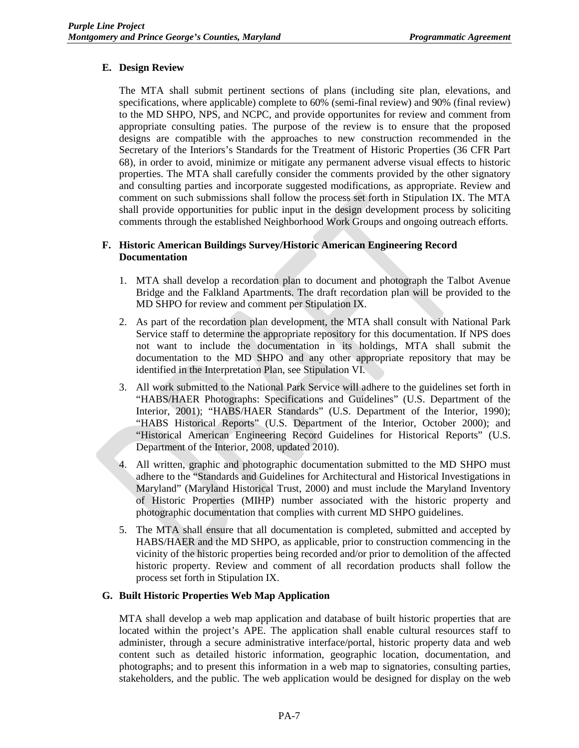### E. Design Review

The MTA shall submit pertinent sections of plans (including site plan, elevations, and specifications, where applicable) complete to 60% (semi-final review) and 90% (final review) to the MD SHPO, NPS, and NCPC, and provide opportunites for review and comment from appropriate consulting paties. The purpose of the review is to ensure that the proposed designs are compatible with the approaches to new construction recommended in the Secretary of the Interiors's Standards for the Treatment of Historic Properties (36 CFR Part 68), in order to avoid, minimize or mitigate any permanent adverse visual effects to historic properties. The MTA shall carefully consider the comments provided by the other signatory and consulting parties and incorporate suggested modifications, as appropriate. Review and comment on such submissions shall follow the process set forth in Stipulation IX. The MTA shall provide opportunities for public input in the design development process by soliciting comments through the established Neighborhood Work Groups and ongoing outreach efforts.

### F. Historic American Buildings Survey/Historic American Engineering Record Documentation

1. MTA shall develop a recordation plan to document and photograph the Talbot Avenue Bridge and the Falkland Apartments. The draft recordation plan will be provided to the MD SHPO for review and comment per Stipulation IX.
2. As part of the recordation plan development, the MTA shall consult with National Park Service staff to determine the appropriate repository for this documentation. If NPS does not want to include the documentation in its holdings, MTA shall submit the documentation to the MD SHPO and any other appropriate repository that may be identified in the Interpretation Plan, see Stipulation VI.
3. All work submitted to the National Park Service will adhere to the guidelines set forth in "HABS/HAER Photographs: Specifications and Guidelines" (U.S. Department of the Interior, 2001); "HABS/HAER Standards" (U.S. Department of the Interior, 1990); "HABS Historical Reports" (U.S. Department of the Interior, October 2000); and "Historical American Engineering Record Guidelines for Historical Reports" (U.S. Department of the Interior, 2008, updated 2010).
4. All written, graphic and photographic documentation submitted to the MD SHPO must adhere to the "Standards and Guidelines for Architectural and Historical Investigations in Maryland" (Maryland Historical Trust, 2000) and must include the Maryland Inventory of Historic Properties (MIHP) number associated with the historic property and photographic documentation that complies with current MD SHPO guidelines.
5. The MTA shall ensure that all documentation is completed, submitted and accepted by HABS/HAER and the MD SHPO, as applicable, prior to construction commencing in the vicinity of the historic properties being recorded and/or prior to demolition of the affected historic property. Review and comment of all recordation products shall follow the process set forth in Stipulation IX.

### G. Built Historic Properties Web Map Application

MTA shall develop a web map application and database of built historic properties that are located within the project's APE. The application shall enable cultural resources staff to administer, through a secure administrative interface/portal, historic property data and web content such as detailed historic information, geographic location, documentation, and photographs; and to present this information in a web map to signatories, consulting parties, stakeholders, and the public. The web application would be designed for display on the web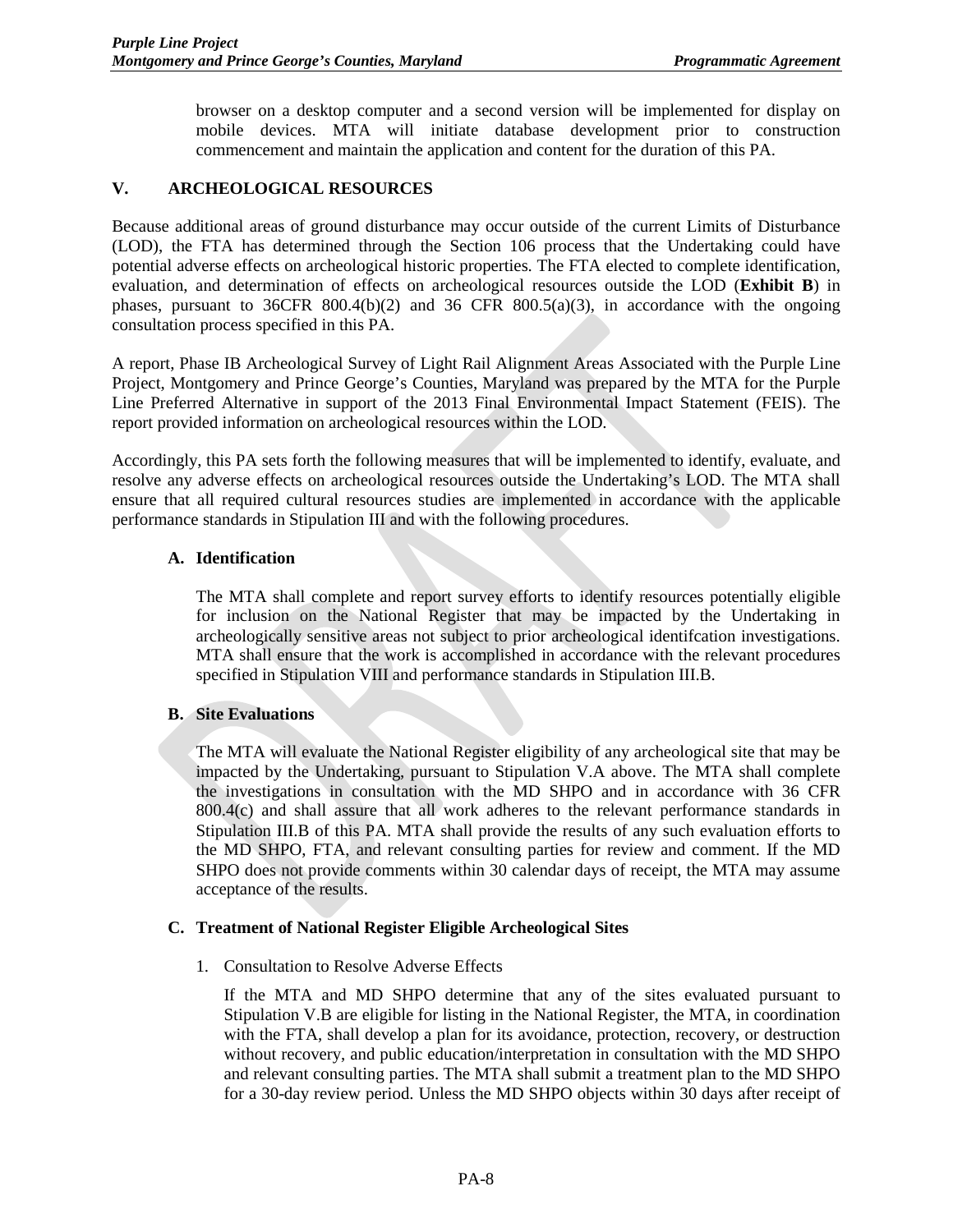browser on a desktop computer and a second version will be implemented for display on mobile devices. MTA will initiate database development prior to construction commencement and maintain the application and content for the duration of this PA.

## V. ARCHEOLOGICAL RESOURCES

Because additional areas of ground disturbance may occur outside of the current Limits of Disturbance (LOD), the FTA has determined through the Section 106 process that the Undertaking could have potential adverse effects on archeological historic properties. The FTA elected to complete identification, evaluation, and determination of effects on archeological resources outside the LOD (**Exhibit B**) in phases, pursuant to 36CFR 800.4(b)(2) and 36 CFR 800.5(a)(3), in accordance with the ongoing consultation process specified in this PA.

A report, Phase IB Archeological Survey of Light Rail Alignment Areas Associated with the Purple Line Project, Montgomery and Prince George's Counties, Maryland was prepared by the MTA for the Purple Line Preferred Alternative in support of the 2013 Final Environmental Impact Statement (FEIS). The report provided information on archeological resources within the LOD.

Accordingly, this PA sets forth the following measures that will be implemented to identify, evaluate, and resolve any adverse effects on archeological resources outside the Undertaking's LOD. The MTA shall ensure that all required cultural resources studies are implemented in accordance with the applicable performance standards in Stipulation III and with the following procedures.

### A. Identification

The MTA shall complete and report survey efforts to identify resources potentially eligible for inclusion on the National Register that may be impacted by the Undertaking in archeologically sensitive areas not subject to prior archeological identifcation investigations. MTA shall ensure that the work is accomplished in accordance with the relevant procedures specified in Stipulation VIII and performance standards in Stipulation III.B.

### B. Site Evaluations

The MTA will evaluate the National Register eligibility of any archeological site that may be impacted by the Undertaking, pursuant to Stipulation V.A above. The MTA shall complete the investigations in consultation with the MD SHPO and in accordance with 36 CFR 800.4(c) and shall assure that all work adheres to the relevant performance standards in Stipulation III.B of this PA. MTA shall provide the results of any such evaluation efforts to the MD SHPO, FTA, and relevant consulting parties for review and comment. If the MD SHPO does not provide comments within 30 calendar days of receipt, the MTA may assume acceptance of the results.

### C. Treatment of National Register Eligible Archeological Sites

1. Consultation to Resolve Adverse Effects

   If the MTA and MD SHPO determine that any of the sites evaluated pursuant to Stipulation V.B are eligible for listing in the National Register, the MTA, in coordination with the FTA, shall develop a plan for its avoidance, protection, recovery, or destruction without recovery, and public education/interpretation in consultation with the MD SHPO and relevant consulting parties. The MTA shall submit a treatment plan to the MD SHPO for a 30-day review period. Unless the MD SHPO objects within 30 days after receipt of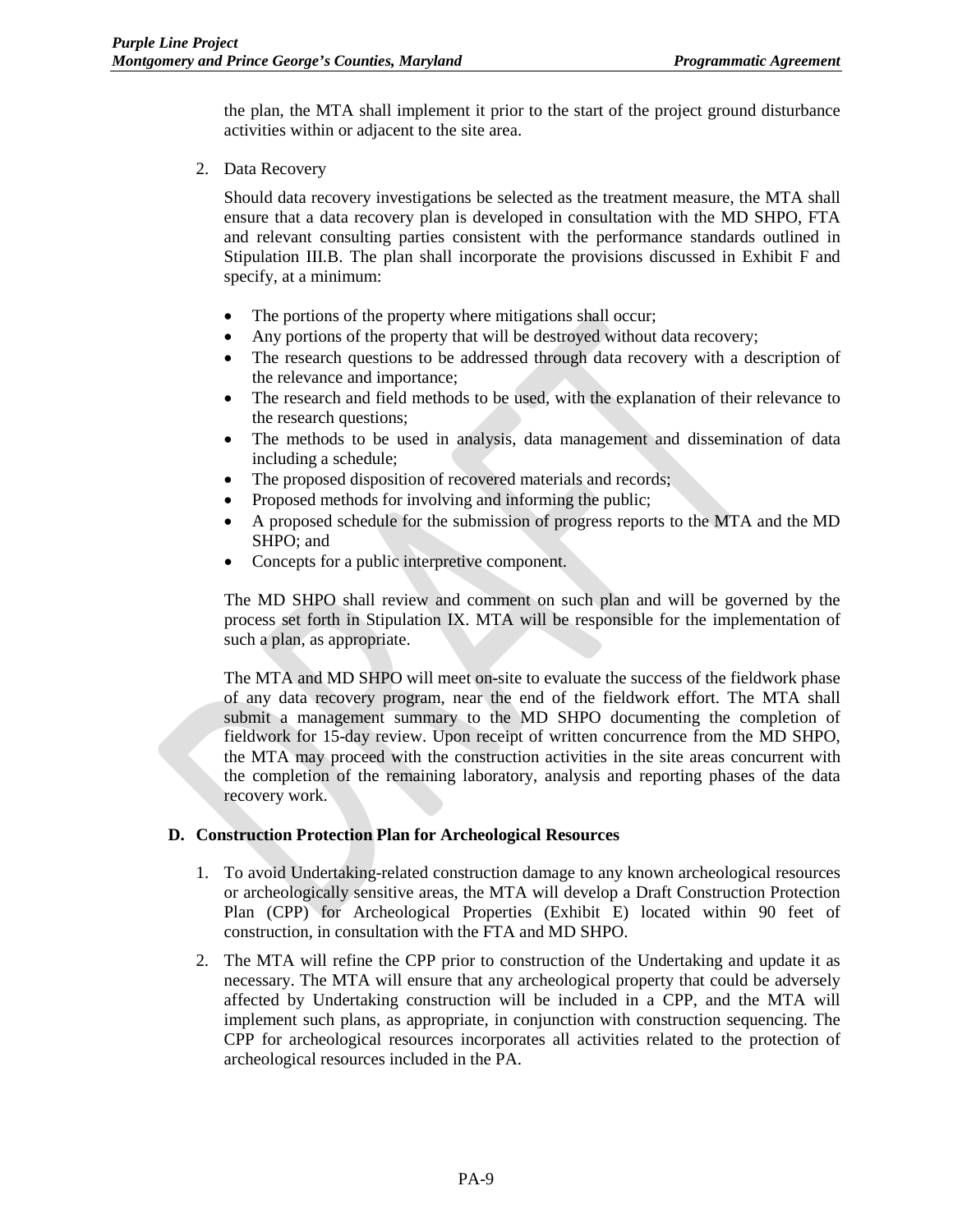the plan, the MTA shall implement it prior to the start of the project ground disturbance activities within or adjacent to the site area.

2. Data Recovery

   Should data recovery investigations be selected as the treatment measure, the MTA shall ensure that a data recovery plan is developed in consultation with the MD SHPO, FTA and relevant consulting parties consistent with the performance standards outlined in Stipulation III.B. The plan shall incorporate the provisions discussed in Exhibit F and specify, at a minimum:

   - The portions of the property where mitigations shall occur;
   - Any portions of the property that will be destroyed without data recovery;
   - The research questions to be addressed through data recovery with a description of the relevance and importance;
   - The research and field methods to be used, with the explanation of their relevance to the research questions;
   - The methods to be used in analysis, data management and dissemination of data including a schedule;
   - The proposed disposition of recovered materials and records;
   - Proposed methods for involving and informing the public;
   - A proposed schedule for the submission of progress reports to the MTA and the MD SHPO; and
   - Concepts for a public interpretive component.

   The MD SHPO shall review and comment on such plan and will be governed by the process set forth in Stipulation IX. MTA will be responsible for the implementation of such a plan, as appropriate.

   The MTA and MD SHPO will meet on-site to evaluate the success of the fieldwork phase of any data recovery program, near the end of the fieldwork effort. The MTA shall submit a management summary to the MD SHPO documenting the completion of fieldwork for 15-day review. Upon receipt of written concurrence from the MD SHPO, the MTA may proceed with the construction activities in the site areas concurrent with the completion of the remaining laboratory, analysis and reporting phases of the data recovery work.

**D. Construction Protection Plan for Archeological Resources**

1. To avoid Undertaking-related construction damage to any known archeological resources or archeologically sensitive areas, the MTA will develop a Draft Construction Protection Plan (CPP) for Archeological Properties (Exhibit E) located within 90 feet of construction, in consultation with the FTA and MD SHPO.

2. The MTA will refine the CPP prior to construction of the Undertaking and update it as necessary. The MTA will ensure that any archeological property that could be adversely affected by Undertaking construction will be included in a CPP, and the MTA will implement such plans, as appropriate, in conjunction with construction sequencing. The CPP for archeological resources incorporates all activities related to the protection of archeological resources included in the PA.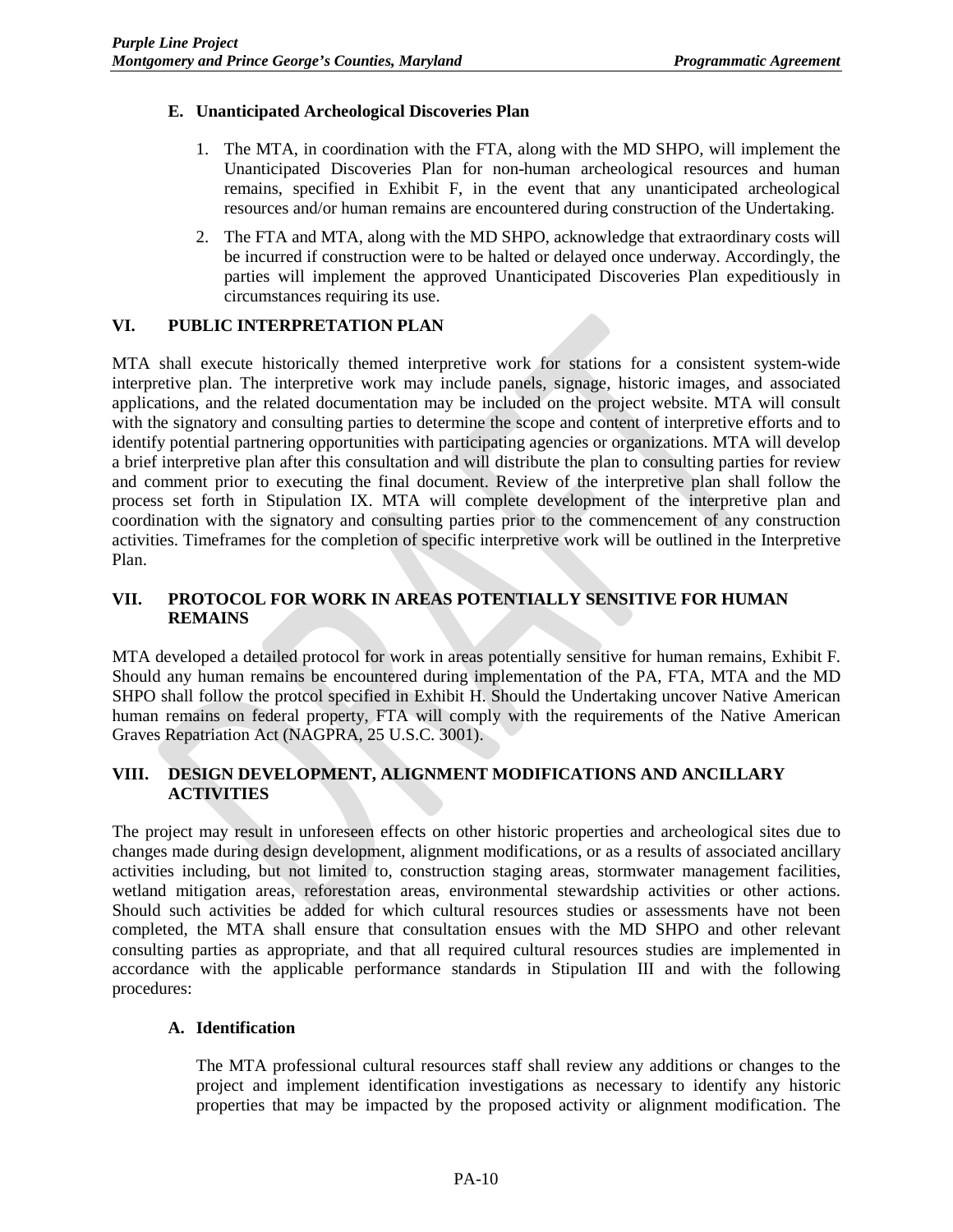### E. Unanticipated Archeological Discoveries Plan

1. The MTA, in coordination with the FTA, along with the MD SHPO, will implement the Unanticipated Discoveries Plan for non-human archeological resources and human remains, specified in Exhibit F, in the event that any unanticipated archeological resources and/or human remains are encountered during construction of the Undertaking.
2. The FTA and MTA, along with the MD SHPO, acknowledge that extraordinary costs will be incurred if construction were to be halted or delayed once underway. Accordingly, the parties will implement the approved Unanticipated Discoveries Plan expeditiously in circumstances requiring its use.

## VI. PUBLIC INTERPRETATION PLAN

MTA shall execute historically themed interpretive work for stations for a consistent system-wide interpretive plan. The interpretive work may include panels, signage, historic images, and associated applications, and the related documentation may be included on the project website. MTA will consult with the signatory and consulting parties to determine the scope and content of interpretive efforts and to identify potential partnering opportunities with participating agencies or organizations. MTA will develop a brief interpretive plan after this consultation and will distribute the plan to consulting parties for review and comment prior to executing the final document. Review of the interpretive plan shall follow the process set forth in Stipulation IX. MTA will complete development of the interpretive plan and coordination with the signatory and consulting parties prior to the commencement of any construction activities. Timeframes for the completion of specific interpretive work will be outlined in the Interpretive Plan.

## VII. PROTOCOL FOR WORK IN AREAS POTENTIALLY SENSITIVE FOR HUMAN REMAINS

MTA developed a detailed protocol for work in areas potentially sensitive for human remains, Exhibit F. Should any human remains be encountered during implementation of the PA, FTA, MTA and the MD SHPO shall follow the protcol specified in Exhibit H. Should the Undertaking uncover Native American human remains on federal property, FTA will comply with the requirements of the Native American Graves Repatriation Act (NAGPRA, 25 U.S.C. 3001).

## VIII. DESIGN DEVELOPMENT, ALIGNMENT MODIFICATIONS AND ANCILLARY ACTIVITIES

The project may result in unforeseen effects on other historic properties and archeological sites due to changes made during design development, alignment modifications, or as a results of associated ancillary activities including, but not limited to, construction staging areas, stormwater management facilities, wetland mitigation areas, reforestation areas, environmental stewardship activities or other actions. Should such activities be added for which cultural resources studies or assessments have not been completed, the MTA shall ensure that consultation ensues with the MD SHPO and other relevant consulting parties as appropriate, and that all required cultural resources studies are implemented in accordance with the applicable performance standards in Stipulation III and with the following procedures:

### A. Identification

The MTA professional cultural resources staff shall review any additions or changes to the project and implement identification investigations as necessary to identify any historic properties that may be impacted by the proposed activity or alignment modification. The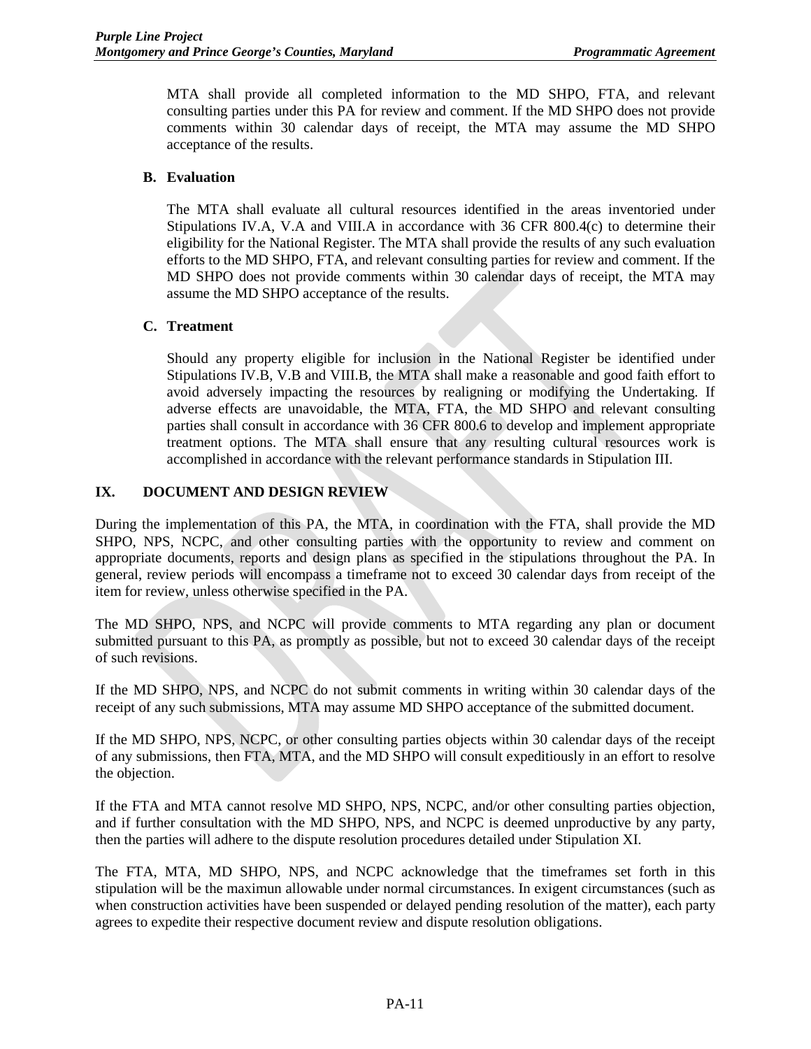MTA shall provide all completed information to the MD SHPO, FTA, and relevant consulting parties under this PA for review and comment. If the MD SHPO does not provide comments within 30 calendar days of receipt, the MTA may assume the MD SHPO acceptance of the results.

### B. Evaluation

The MTA shall evaluate all cultural resources identified in the areas inventoried under Stipulations IV.A, V.A and VIII.A in accordance with 36 CFR 800.4(c) to determine their eligibility for the National Register. The MTA shall provide the results of any such evaluation efforts to the MD SHPO, FTA, and relevant consulting parties for review and comment. If the MD SHPO does not provide comments within 30 calendar days of receipt, the MTA may assume the MD SHPO acceptance of the results.

### C. Treatment

Should any property eligible for inclusion in the National Register be identified under Stipulations IV.B, V.B and VIII.B, the MTA shall make a reasonable and good faith effort to avoid adversely impacting the resources by realigning or modifying the Undertaking. If adverse effects are unavoidable, the MTA, FTA, the MD SHPO and relevant consulting parties shall consult in accordance with 36 CFR 800.6 to develop and implement appropriate treatment options. The MTA shall ensure that any resulting cultural resources work is accomplished in accordance with the relevant performance standards in Stipulation III.

## IX. DOCUMENT AND DESIGN REVIEW

During the implementation of this PA, the MTA, in coordination with the FTA, shall provide the MD SHPO, NPS, NCPC, and other consulting parties with the opportunity to review and comment on appropriate documents, reports and design plans as specified in the stipulations throughout the PA. In general, review periods will encompass a timeframe not to exceed 30 calendar days from receipt of the item for review, unless otherwise specified in the PA.

The MD SHPO, NPS, and NCPC will provide comments to MTA regarding any plan or document submitted pursuant to this PA, as promptly as possible, but not to exceed 30 calendar days of the receipt of such revisions.

If the MD SHPO, NPS, and NCPC do not submit comments in writing within 30 calendar days of the receipt of any such submissions, MTA may assume MD SHPO acceptance of the submitted document.

If the MD SHPO, NPS, NCPC, or other consulting parties objects within 30 calendar days of the receipt of any submissions, then FTA, MTA, and the MD SHPO will consult expeditiously in an effort to resolve the objection.

If the FTA and MTA cannot resolve MD SHPO, NPS, NCPC, and/or other consulting parties objection, and if further consultation with the MD SHPO, NPS, and NCPC is deemed unproductive by any party, then the parties will adhere to the dispute resolution procedures detailed under Stipulation XI.

The FTA, MTA, MD SHPO, NPS, and NCPC acknowledge that the timeframes set forth in this stipulation will be the maximun allowable under normal circumstances. In exigent circumstances (such as when construction activities have been suspended or delayed pending resolution of the matter), each party agrees to expedite their respective document review and dispute resolution obligations.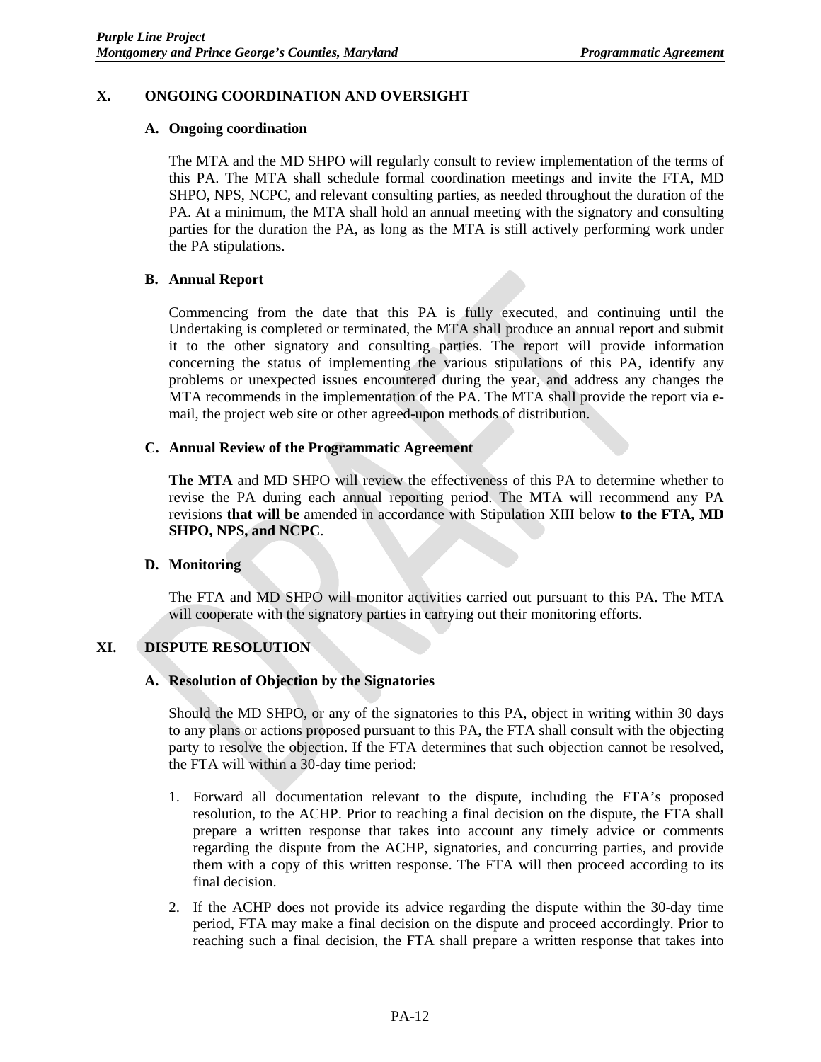## X. ONGOING COORDINATION AND OVERSIGHT

### A. Ongoing coordination

The MTA and the MD SHPO will regularly consult to review implementation of the terms of this PA. The MTA shall schedule formal coordination meetings and invite the FTA, MD SHPO, NPS, NCPC, and relevant consulting parties, as needed throughout the duration of the PA. At a minimum, the MTA shall hold an annual meeting with the signatory and consulting parties for the duration the PA, as long as the MTA is still actively performing work under the PA stipulations.

### B. Annual Report

Commencing from the date that this PA is fully executed, and continuing until the Undertaking is completed or terminated, the MTA shall produce an annual report and submit it to the other signatory and consulting parties. The report will provide information concerning the status of implementing the various stipulations of this PA, identify any problems or unexpected issues encountered during the year, and address any changes the MTA recommends in the implementation of the PA. The MTA shall provide the report via e-mail, the project web site or other agreed-upon methods of distribution.

### C. Annual Review of the Programmatic Agreement

**The MTA** and MD SHPO will review the effectiveness of this PA to determine whether to revise the PA during each annual reporting period. The MTA will recommend any PA revisions **that will be** amended in accordance with Stipulation XIII below **to the FTA, MD SHPO, NPS, and NCPC**.

### D. Monitoring

The FTA and MD SHPO will monitor activities carried out pursuant to this PA. The MTA will cooperate with the signatory parties in carrying out their monitoring efforts.

## XI. DISPUTE RESOLUTION

### A. Resolution of Objection by the Signatories

Should the MD SHPO, or any of the signatories to this PA, object in writing within 30 days to any plans or actions proposed pursuant to this PA, the FTA shall consult with the objecting party to resolve the objection. If the FTA determines that such objection cannot be resolved, the FTA will within a 30-day time period:

1. Forward all documentation relevant to the dispute, including the FTA's proposed resolution, to the ACHP. Prior to reaching a final decision on the dispute, the FTA shall prepare a written response that takes into account any timely advice or comments regarding the dispute from the ACHP, signatories, and concurring parties, and provide them with a copy of this written response. The FTA will then proceed according to its final decision.
2. If the ACHP does not provide its advice regarding the dispute within the 30-day time period, FTA may make a final decision on the dispute and proceed accordingly. Prior to reaching such a final decision, the FTA shall prepare a written response that takes into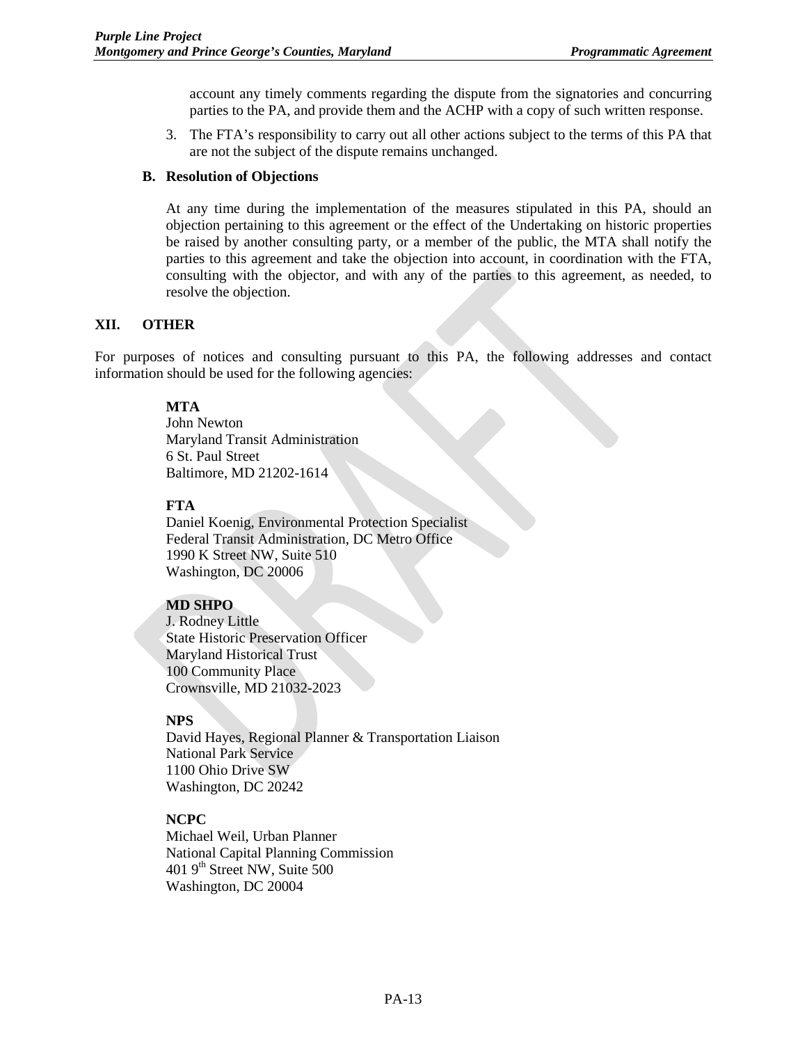account any timely comments regarding the dispute from the signatories and concurring parties to the PA, and provide them and the ACHP with a copy of such written response.

3. The FTA's responsibility to carry out all other actions subject to the terms of this PA that are not the subject of the dispute remains unchanged.

### B. Resolution of Objections

At any time during the implementation of the measures stipulated in this PA, should an objection pertaining to this agreement or the effect of the Undertaking on historic properties be raised by another consulting party, or a member of the public, the MTA shall notify the parties to this agreement and take the objection into account, in coordination with the FTA, consulting with the objector, and with any of the parties to this agreement, as needed, to resolve the objection.

## XII. OTHER

For purposes of notices and consulting pursuant to this PA, the following addresses and contact information should be used for the following agencies:

**MTA**
John Newton
Maryland Transit Administration
6 St. Paul Street
Baltimore, MD 21202-1614

**FTA**
Daniel Koenig, Environmental Protection Specialist
Federal Transit Administration, DC Metro Office
1990 K Street NW, Suite 510
Washington, DC 20006

**MD SHPO**
J. Rodney Little
State Historic Preservation Officer
Maryland Historical Trust
100 Community Place
Crownsville, MD 21032-2023

**NPS**
David Hayes, Regional Planner & Transportation Liaison
National Park Service
1100 Ohio Drive SW
Washington, DC 20242

**NCPC**
Michael Weil, Urban Planner
National Capital Planning Commission
401 9th Street NW, Suite 500
Washington, DC 20004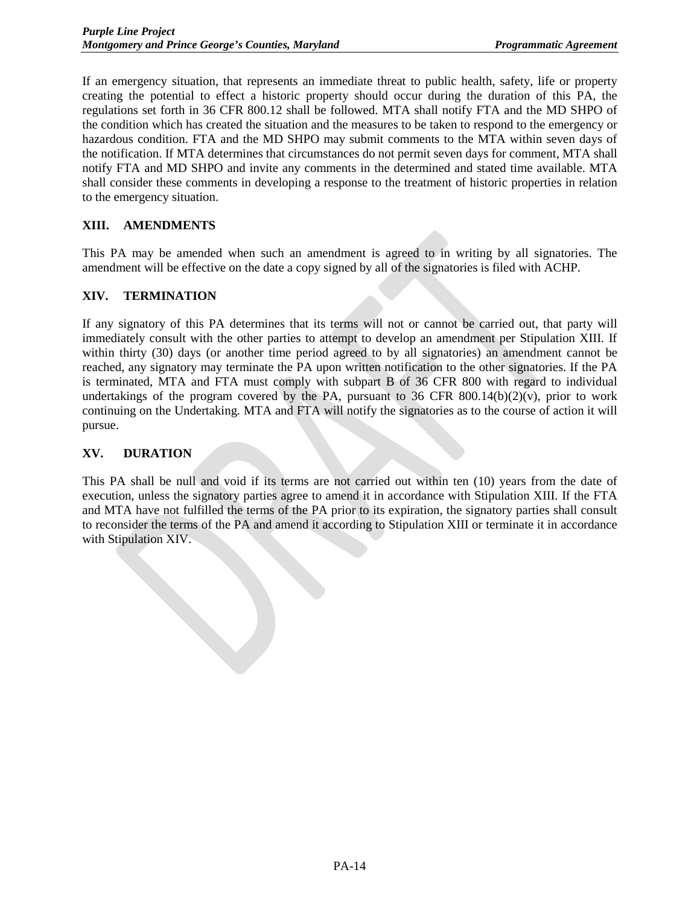If an emergency situation, that represents an immediate threat to public health, safety, life or property creating the potential to effect a historic property should occur during the duration of this PA, the regulations set forth in 36 CFR 800.12 shall be followed. MTA shall notify FTA and the MD SHPO of the condition which has created the situation and the measures to be taken to respond to the emergency or hazardous condition. FTA and the MD SHPO may submit comments to the MTA within seven days of the notification. If MTA determines that circumstances do not permit seven days for comment, MTA shall notify FTA and MD SHPO and invite any comments in the determined and stated time available. MTA shall consider these comments in developing a response to the treatment of historic properties in relation to the emergency situation.

## XIII. AMENDMENTS

This PA may be amended when such an amendment is agreed to in writing by all signatories. The amendment will be effective on the date a copy signed by all of the signatories is filed with ACHP.

## XIV. TERMINATION

If any signatory of this PA determines that its terms will not or cannot be carried out, that party will immediately consult with the other parties to attempt to develop an amendment per Stipulation XIII. If within thirty (30) days (or another time period agreed to by all signatories) an amendment cannot be reached, any signatory may terminate the PA upon written notification to the other signatories. If the PA is terminated, MTA and FTA must comply with subpart B of 36 CFR 800 with regard to individual undertakings of the program covered by the PA, pursuant to 36 CFR 800.14(b)(2)(v), prior to work continuing on the Undertaking. MTA and FTA will notify the signatories as to the course of action it will pursue.

## XV. DURATION

This PA shall be null and void if its terms are not carried out within ten (10) years from the date of execution, unless the signatory parties agree to amend it in accordance with Stipulation XIII. If the FTA and MTA have not fulfilled the terms of the PA prior to its expiration, the signatory parties shall consult to reconsider the terms of the PA and amend it according to Stipulation XIII or terminate it in accordance with Stipulation XIV.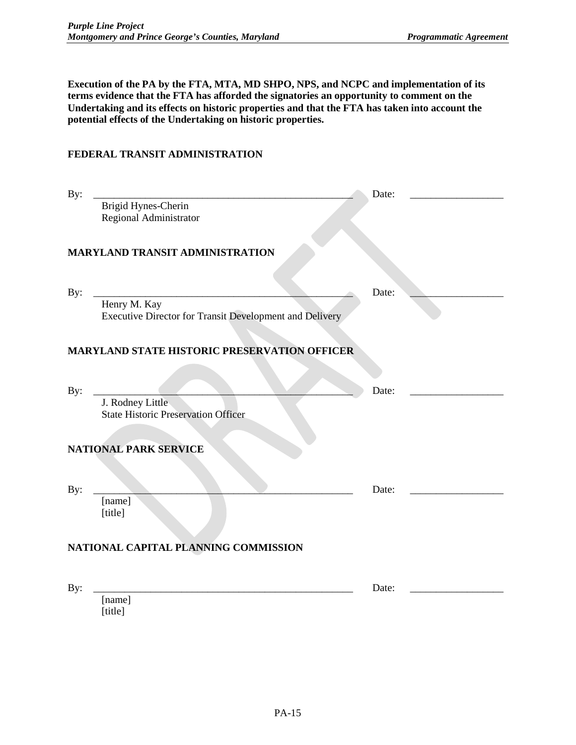**Execution of the PA by the FTA, MTA, MD SHPO, NPS, and NCPC and implementation of its terms evidence that the FTA has afforded the signatories an opportunity to comment on the Undertaking and its effects on historic properties and that the FTA has taken into account the potential effects of the Undertaking on historic properties.**

**FEDERAL TRANSIT ADMINISTRATION**

By: _____________________________________________ Date: ________________

Brigid Hynes-Cherin
Regional Administrator

**MARYLAND TRANSIT ADMINISTRATION**

By: _____________________________________________ Date: ________________

Henry M. Kay
Executive Director for Transit Development and Delivery

**MARYLAND STATE HISTORIC PRESERVATION OFFICER**

By: _____________________________________________ Date: ________________

J. Rodney Little
State Historic Preservation Officer

**NATIONAL PARK SERVICE**

By: _____________________________________________ Date: ________________

[name]
[title]

**NATIONAL CAPITAL PLANNING COMMISSION**

By: _____________________________________________ Date: ________________

[name]
[title]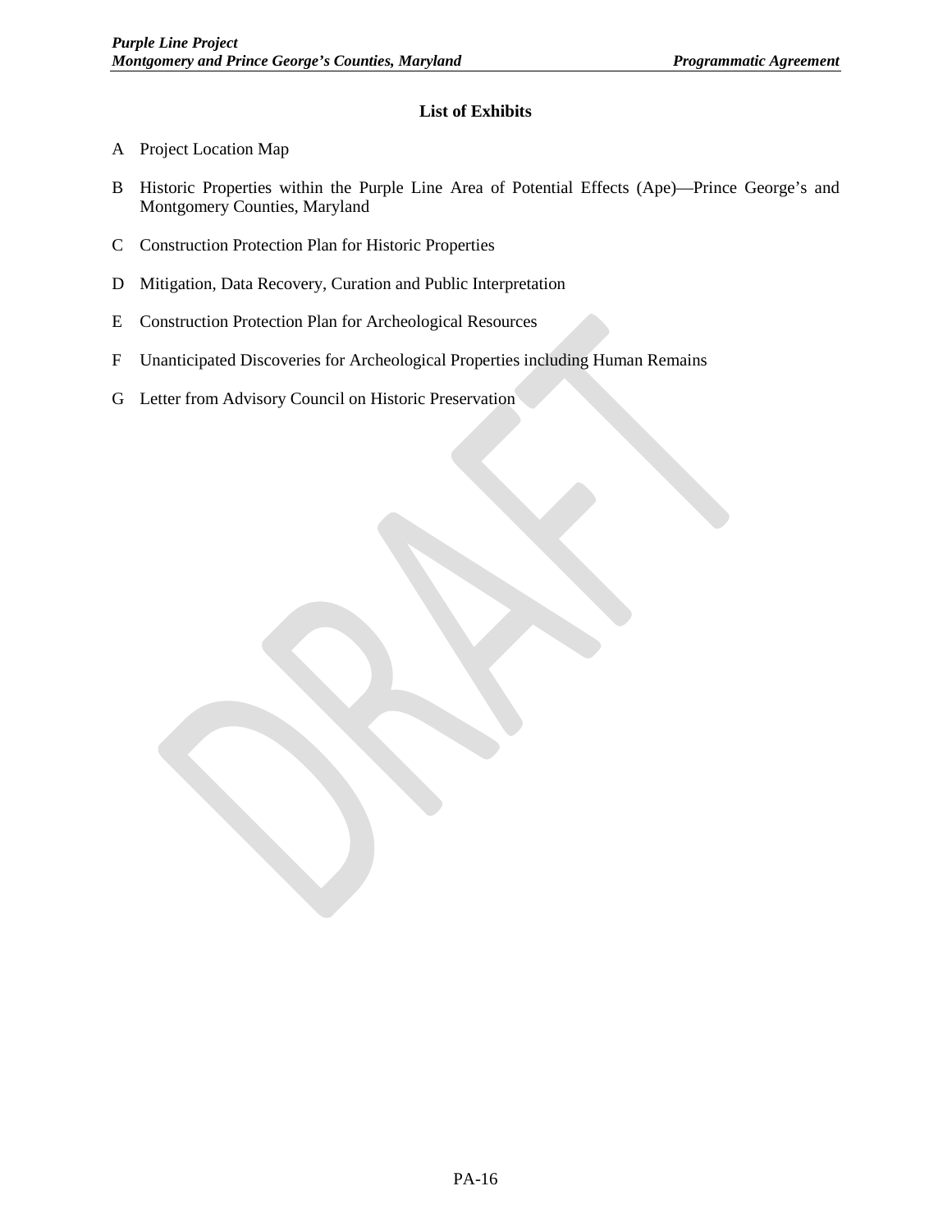# List of Exhibits

A Project Location Map

B Historic Properties within the Purple Line Area of Potential Effects (Ape)—Prince George's and Montgomery Counties, Maryland

C Construction Protection Plan for Historic Properties

D Mitigation, Data Recovery, Curation and Public Interpretation

E Construction Protection Plan for Archeological Resources

F Unanticipated Discoveries for Archeological Properties including Human Remains

G Letter from Advisory Council on Historic Preservation